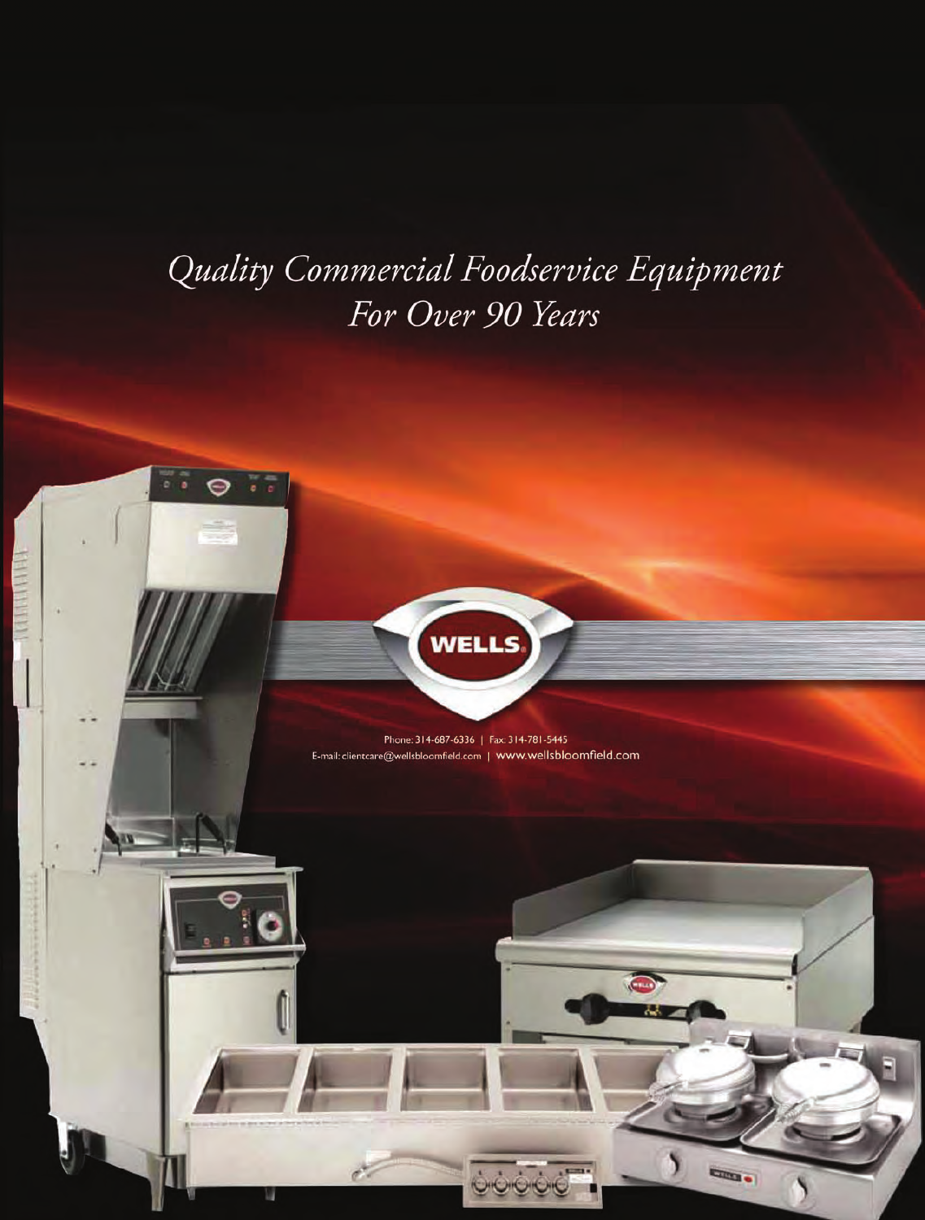# *Quality Commercial Foodservice Equipment For Over 90 Years*

WELLS®

Phone: 314-687-6336 | Fax: 314-781-5445
E-mail: clientcare@wellsbloomfield.com | www.wellsbloomfield.com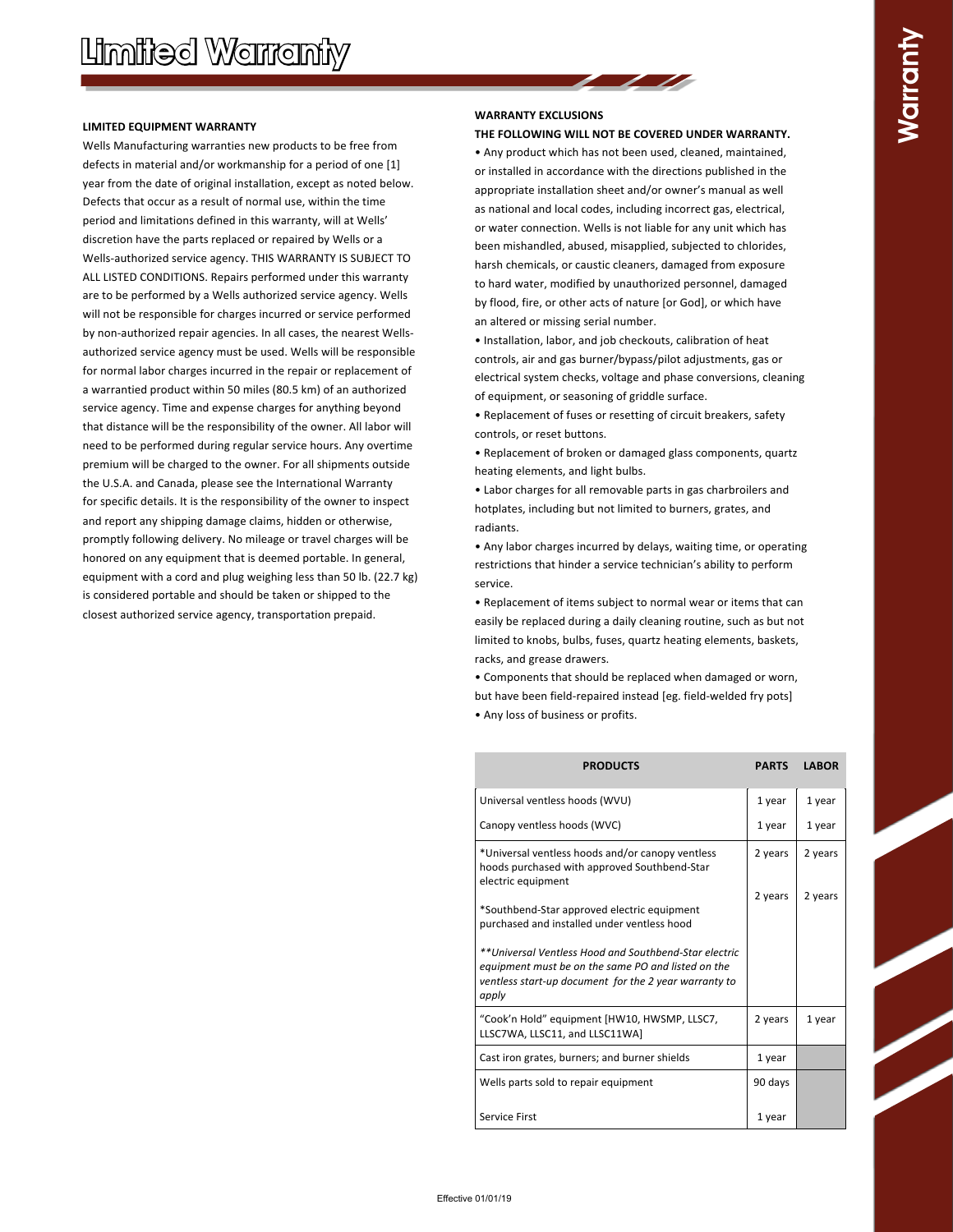# Limited Warranty

**LIMITED EQUIPMENT WARRANTY**

Wells Manufacturing warranties new products to be free from defects in material and/or workmanship for a period of one [1] year from the date of original installation, except as noted below. Defects that occur as a result of normal use, within the time period and limitations defined in this warranty, will at Wells' discretion have the parts replaced or repaired by Wells or a Wells-authorized service agency. THIS WARRANTY IS SUBJECT TO ALL LISTED CONDITIONS. Repairs performed under this warranty are to be performed by a Wells authorized service agency. Wells will not be responsible for charges incurred or service performed by non-authorized repair agencies. In all cases, the nearest Wells-authorized service agency must be used. Wells will be responsible for normal labor charges incurred in the repair or replacement of a warrantied product within 50 miles (80.5 km) of an authorized service agency. Time and expense charges for anything beyond that distance will be the responsibility of the owner. All labor will need to be performed during regular service hours. Any overtime premium will be charged to the owner. For all shipments outside the U.S.A. and Canada, please see the International Warranty for specific details. It is the responsibility of the owner to inspect and report any shipping damage claims, hidden or otherwise, promptly following delivery. No mileage or travel charges will be honored on any equipment that is deemed portable. In general, equipment with a cord and plug weighing less than 50 lb. (22.7 kg) is considered portable and should be taken or shipped to the closest authorized service agency, transportation prepaid.

**WARRANTY EXCLUSIONS**

**THE FOLLOWING WILL NOT BE COVERED UNDER WARRANTY.**

- Any product which has not been used, cleaned, maintained, or installed in accordance with the directions published in the appropriate installation sheet and/or owner's manual as well as national and local codes, including incorrect gas, electrical, or water connection. Wells is not liable for any unit which has been mishandled, abused, misapplied, subjected to chlorides, harsh chemicals, or caustic cleaners, damaged from exposure to hard water, modified by unauthorized personnel, damaged by flood, fire, or other acts of nature [or God], or which have an altered or missing serial number.
- Installation, labor, and job checkouts, calibration of heat controls, air and gas burner/bypass/pilot adjustments, gas or electrical system checks, voltage and phase conversions, cleaning of equipment, or seasoning of griddle surface.
- Replacement of fuses or resetting of circuit breakers, safety controls, or reset buttons.
- Replacement of broken or damaged glass components, quartz heating elements, and light bulbs.
- Labor charges for all removable parts in gas charbroilers and hotplates, including but not limited to burners, grates, and radiants.
- Any labor charges incurred by delays, waiting time, or operating restrictions that hinder a service technician's ability to perform service.
- Replacement of items subject to normal wear or items that can easily be replaced during a daily cleaning routine, such as but not limited to knobs, bulbs, fuses, quartz heating elements, baskets, racks, and grease drawers.
- Components that should be replaced when damaged or worn, but have been field-repaired instead [eg. field-welded fry pots]
- Any loss of business or profits.

| PRODUCTS | PARTS | LABOR |
|---|---|---|
| Universal ventless hoods (WVU) | 1 year | 1 year |
| Canopy ventless hoods (WVC) | 1 year | 1 year |
| *Universal ventless hoods and/or canopy ventless hoods purchased with approved Southbend-Star electric equipment | 2 years | 2 years |
| *Southbend-Star approved electric equipment purchased and installed under ventless hood | 2 years | 2 years |
| ***Universal Ventless Hood and Southbend-Star electric equipment must be on the same PO and listed on the ventless start-up document for the 2 year warranty to apply* | | |
| "Cook'n Hold" equipment [HW10, HWSMP, LLSC7, LLSC7WA, LLSC11, and LLSC11WA] | 2 years | 1 year |
| Cast iron grates, burners; and burner shields | 1 year | |
| Wells parts sold to repair equipment | 90 days | |
| Service First | 1 year | |

Effective 01/01/19